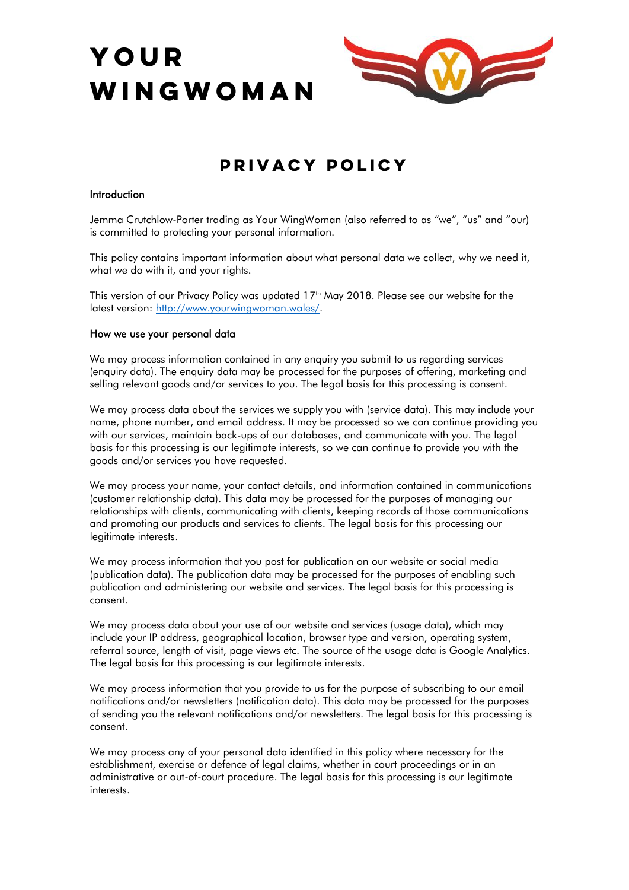# YOUR WINGWOMAN

## PRIVACY POLICY

### Introduction

Jemma Crutchlow-Porter trading as Your WingWoman (also referred to as "we", "us" and "our) is committed to protecting your personal information.

This policy contains important information about what personal data we collect, why we need it, what we do with it, and your rights.

This version of our Privacy Policy was updated 17th May 2018. Please see our website for the latest version: [http://www.yourwingwoman.wales/](http://www.yourwingwoman.wales/).

### How we use your personal data

We may process information contained in any enquiry you submit to us regarding services (enquiry data). The enquiry data may be processed for the purposes of offering, marketing and selling relevant goods and/or services to you. The legal basis for this processing is consent.

We may process data about the services we supply you with (service data). This may include your name, phone number, and email address. It may be processed so we can continue providing you with our services, maintain back-ups of our databases, and communicate with you. The legal basis for this processing is our legitimate interests, so we can continue to provide you with the goods and/or services you have requested.

We may process your name, your contact details, and information contained in communications (customer relationship data). This data may be processed for the purposes of managing our relationships with clients, communicating with clients, keeping records of those communications and promoting our products and services to clients. The legal basis for this processing our legitimate interests.

We may process information that you post for publication on our website or social media (publication data). The publication data may be processed for the purposes of enabling such publication and administering our website and services. The legal basis for this processing is consent.

We may process data about your use of our website and services (usage data), which may include your IP address, geographical location, browser type and version, operating system, referral source, length of visit, page views etc. The source of the usage data is Google Analytics. The legal basis for this processing is our legitimate interests.

We may process information that you provide to us for the purpose of subscribing to our email notifications and/or newsletters (notification data). This data may be processed for the purposes of sending you the relevant notifications and/or newsletters. The legal basis for this processing is consent.

We may process any of your personal data identified in this policy where necessary for the establishment, exercise or defence of legal claims, whether in court proceedings or in an administrative or out-of-court procedure. The legal basis for this processing is our legitimate interests.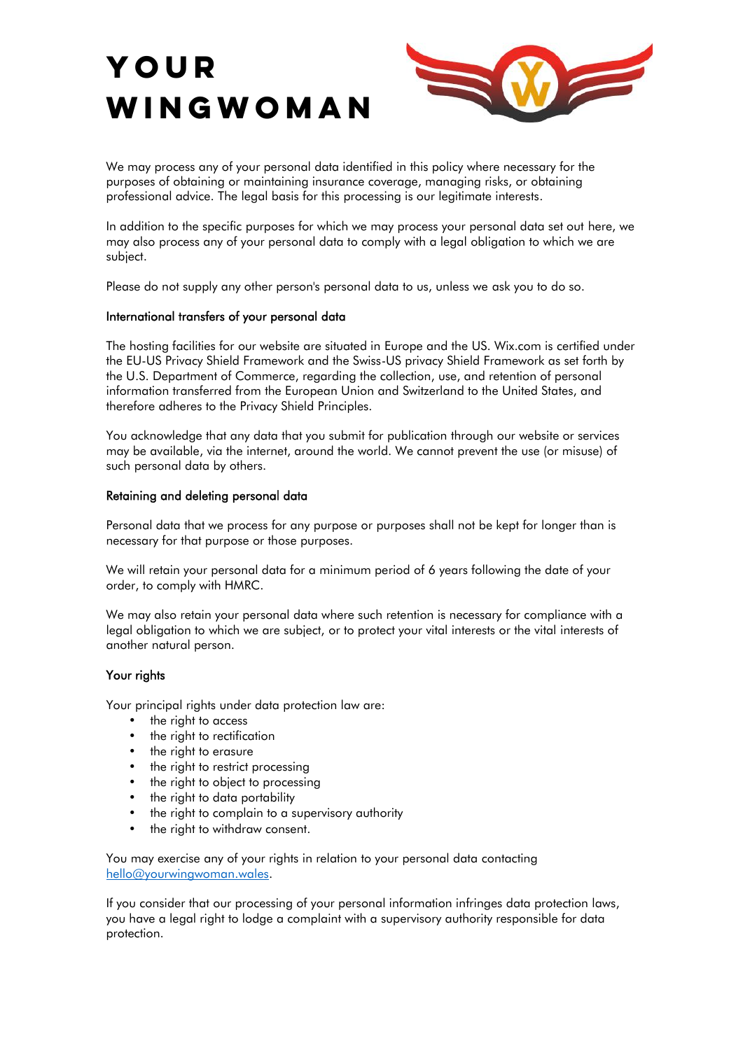We may process any of your personal data identified in this policy where necessary for the purposes of obtaining or maintaining insurance coverage, managing risks, or obtaining professional advice. The legal basis for this processing is our legitimate interests.

In addition to the specific purposes for which we may process your personal data set out here, we may also process any of your personal data to comply with a legal obligation to which we are subject.

Please do not supply any other person's personal data to us, unless we ask you to do so.

### International transfers of your personal data

The hosting facilities for our website are situated in Europe and the US. Wix.com is certified under the EU-US Privacy Shield Framework and the Swiss-US privacy Shield Framework as set forth by the U.S. Department of Commerce, regarding the collection, use, and retention of personal information transferred from the European Union and Switzerland to the United States, and therefore adheres to the Privacy Shield Principles.

You acknowledge that any data that you submit for publication through our website or services may be available, via the internet, around the world. We cannot prevent the use (or misuse) of such personal data by others.

### Retaining and deleting personal data

Personal data that we process for any purpose or purposes shall not be kept for longer than is necessary for that purpose or those purposes.

We will retain your personal data for a minimum period of 6 years following the date of your order, to comply with HMRC.

We may also retain your personal data where such retention is necessary for compliance with a legal obligation to which we are subject, or to protect your vital interests or the vital interests of another natural person.

### Your rights

Your principal rights under data protection law are:

- the right to access
- the right to rectification
- the right to erasure
- the right to restrict processing
- the right to object to processing
- the right to data portability
- the right to complain to a supervisory authority
- the right to withdraw consent.

You may exercise any of your rights in relation to your personal data contacting hello@yourwingwoman.wales.

If you consider that our processing of your personal information infringes data protection laws, you have a legal right to lodge a complaint with a supervisory authority responsible for data protection.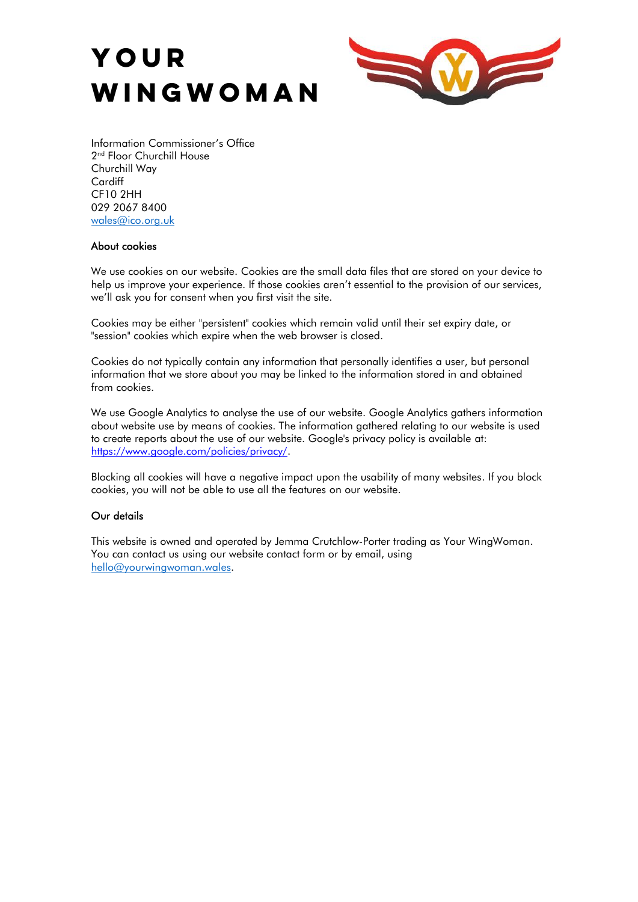# YOUR WINGWOMAN

Information Commissioner's Office
2nd Floor Churchill House
Churchill Way
Cardiff
CF10 2HH
029 2067 8400
wales@ico.org.uk

## About cookies

We use cookies on our website. Cookies are the small data files that are stored on your device to help us improve your experience. If those cookies aren't essential to the provision of our services, we'll ask you for consent when you first visit the site.

Cookies may be either "persistent" cookies which remain valid until their set expiry date, or "session" cookies which expire when the web browser is closed.

Cookies do not typically contain any information that personally identifies a user, but personal information that we store about you may be linked to the information stored in and obtained from cookies.

We use Google Analytics to analyse the use of our website. Google Analytics gathers information about website use by means of cookies. The information gathered relating to our website is used to create reports about the use of our website. Google's privacy policy is available at: https://www.google.com/policies/privacy/.

Blocking all cookies will have a negative impact upon the usability of many websites. If you block cookies, you will not be able to use all the features on our website.

## Our details

This website is owned and operated by Jemma Crutchlow-Porter trading as Your WingWoman. You can contact us using our website contact form or by email, using hello@yourwingwoman.wales.